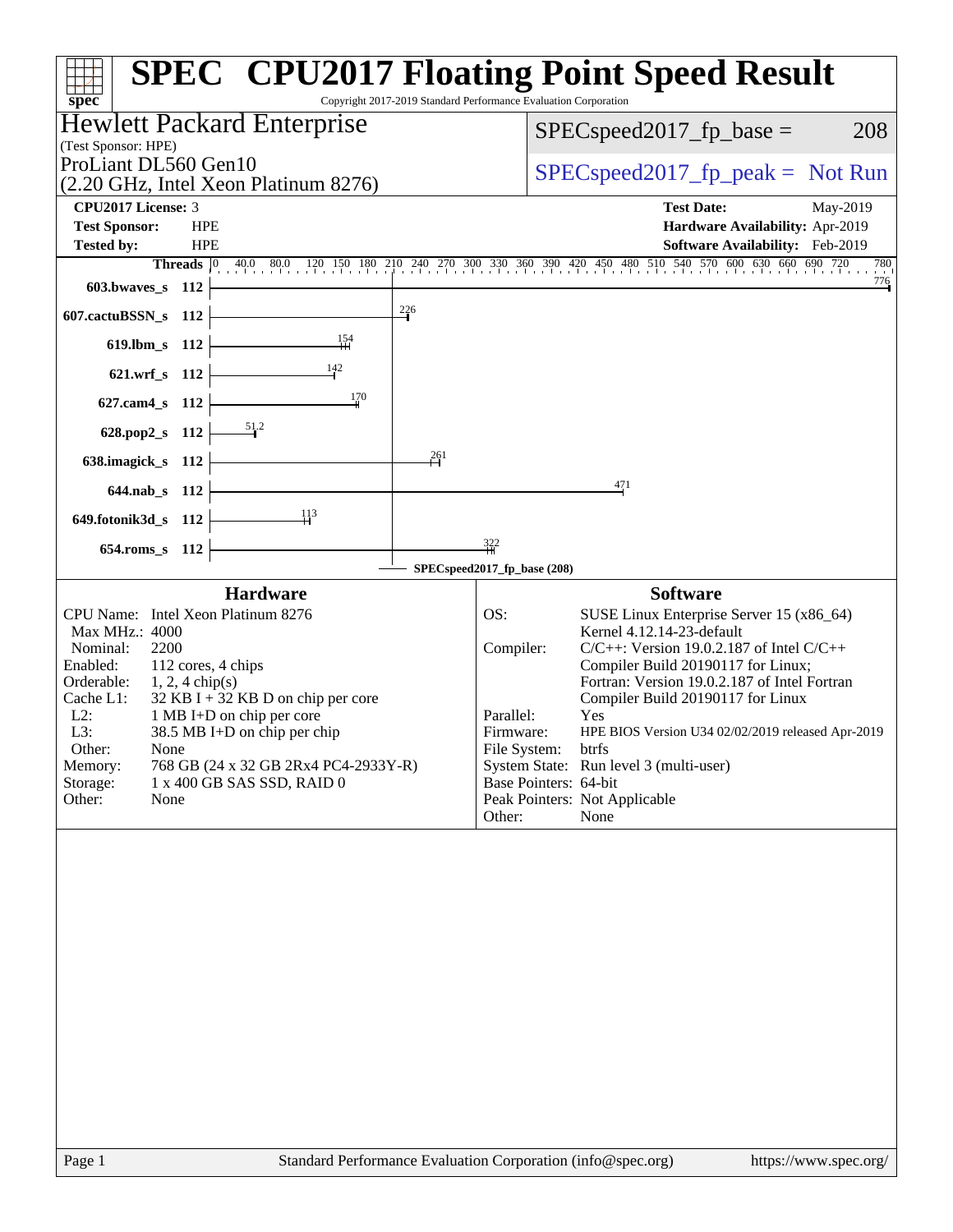# SPEC CPU2017 Floating Point Speed Result

Copyright 2017-2019 Standard Performance Evaluation Corporation

## Hewlett Packard Enterprise

(Test Sponsor: HPE)

ProLiant DL560 Gen10
(2.20 GHz, Intel Xeon Platinum 8276)

SPECspeed2017_fp_base = 208

SPECspeed2017_fp_peak = Not Run

| | | | |
|---|---|---|---|
| **CPU2017 License:** | 3 | **Test Date:** | May-2019 |
| **Test Sponsor:** | HPE | **Hardware Availability:** | Apr-2019 |
| **Tested by:** | HPE | **Software Availability:** | Feb-2019 |

| Benchmark | Threads | Base Ratio |
|---|---|---|
| 603.bwaves_s | 112 | 776 |
| 607.cactuBSSN_s | 112 | 226 |
| 619.lbm_s | 112 | 154 |
| 621.wrf_s | 112 | 142 |
| 627.cam4_s | 112 | 170 |
| 628.pop2_s | 112 | 51.2 |
| 638.imagick_s | 112 | 261 |
| 644.nab_s | 112 | 471 |
| 649.fotonik3d_s | 112 | 113 |
| 654.roms_s | 112 | 322 |

SPECspeed2017_fp_base (208)

### Hardware

| | |
|---|---|
| CPU Name: | Intel Xeon Platinum 8276 |
| Max MHz.: | 4000 |
| Nominal: | 2200 |
| Enabled: | 112 cores, 4 chips |
| Orderable: | 1, 2, 4 chip(s) |
| Cache L1: | 32 KB I + 32 KB D on chip per core |
| L2: | 1 MB I+D on chip per core |
| L3: | 38.5 MB I+D on chip per chip |
| Other: | None |
| Memory: | 768 GB (24 x 32 GB 2Rx4 PC4-2933Y-R) |
| Storage: | 1 x 400 GB SAS SSD, RAID 0 |
| Other: | None |

### Software

| | |
|---|---|
| OS: | SUSE Linux Enterprise Server 15 (x86_64) Kernel 4.12.14-23-default |
| Compiler: | C/C++: Version 19.0.2.187 of Intel C/C++ Compiler Build 20190117 for Linux; Fortran: Version 19.0.2.187 of Intel Fortran Compiler Build 20190117 for Linux |
| Parallel: | Yes |
| Firmware: | HPE BIOS Version U34 02/02/2019 released Apr-2019 |
| File System: | btrfs |
| System State: | Run level 3 (multi-user) |
| Base Pointers: | 64-bit |
| Peak Pointers: | Not Applicable |
| Other: | None |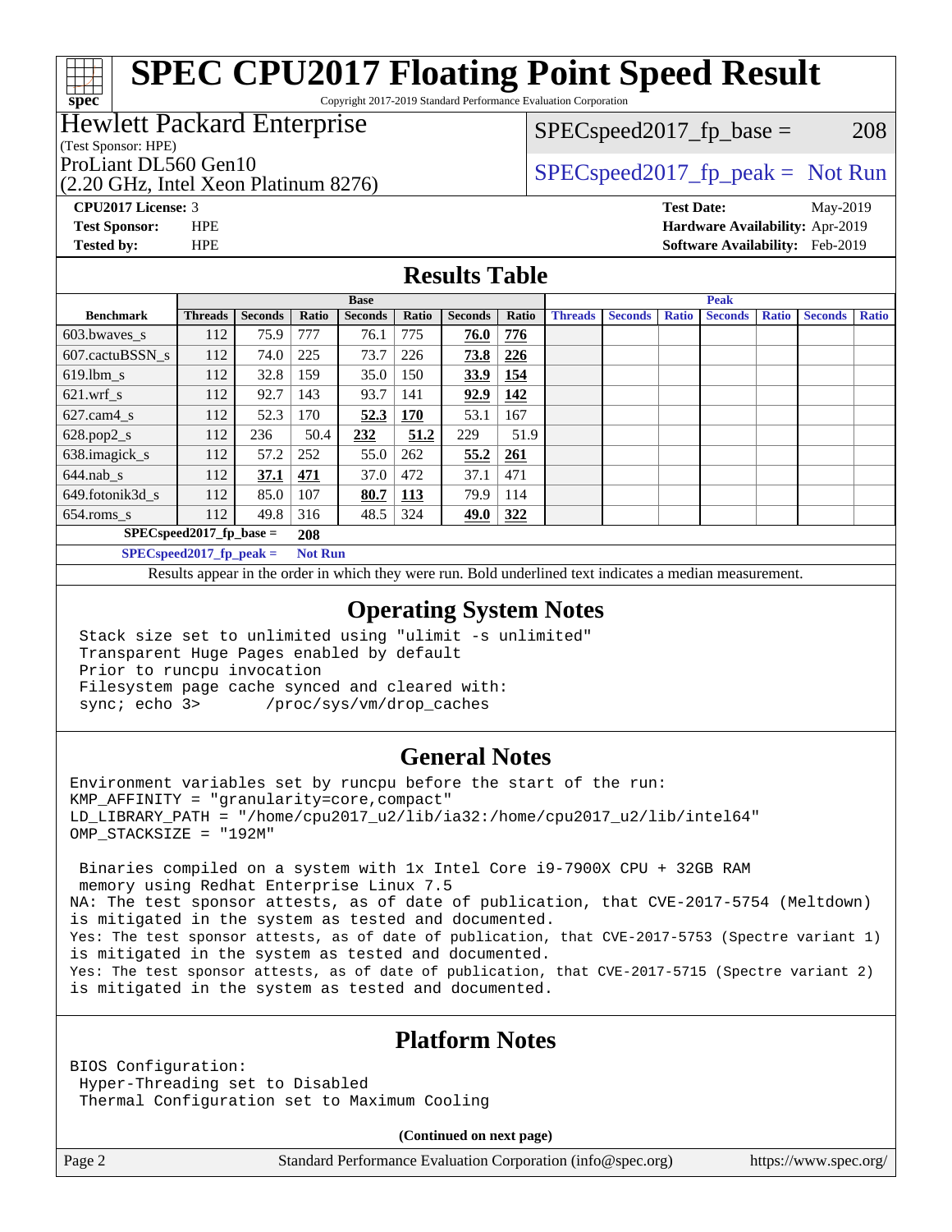# SPEC CPU2017 Floating Point Speed Result

Copyright 2017-2019 Standard Performance Evaluation Corporation

**Hewlett Packard Enterprise**
(Test Sponsor: HPE)

ProLiant DL560 Gen10
(2.20 GHz, Intel Xeon Platinum 8276)

SPECspeed2017_fp_base = 208

SPECspeed2017_fp_peak = Not Run

**CPU2017 License:** 3
**Test Sponsor:** HPE
**Tested by:** HPE

**Test Date:** May-2019
**Hardware Availability:** Apr-2019
**Software Availability:** Feb-2019

## Results Table

| Benchmark | Base | | | | | | | Peak | | | | | | |
|---|---|---|---|---|---|---|---|---|---|---|---|---|---|---|
| | Threads | Seconds | Ratio | Seconds | Ratio | Seconds | Ratio | Threads | Seconds | Ratio | Seconds | Ratio | Seconds | Ratio |
| 603.bwaves_s | 112 | 75.9 | 777 | 76.1 | 775 | **76.0** | **776** | | | | | | | |
| 607.cactuBSSN_s | 112 | 74.0 | 225 | 73.7 | 226 | **73.8** | **226** | | | | | | | |
| 619.lbm_s | 112 | 32.8 | 159 | 35.0 | 150 | **33.9** | **154** | | | | | | | |
| 621.wrf_s | 112 | 92.7 | 143 | 93.7 | 141 | **92.9** | **142** | | | | | | | |
| 627.cam4_s | 112 | 52.3 | 170 | **52.3** | **170** | 53.1 | 167 | | | | | | | |
| 628.pop2_s | 112 | 236 | 50.4 | **232** | **51.2** | 229 | 51.9 | | | | | | | |
| 638.imagick_s | 112 | 57.2 | 252 | 55.0 | 262 | **55.2** | **261** | | | | | | | |
| 644.nab_s | 112 | **37.1** | **471** | 37.0 | 472 | 37.1 | 471 | | | | | | | |
| 649.fotonik3d_s | 112 | 85.0 | 107 | **80.7** | **113** | 79.9 | 114 | | | | | | | |
| 654.roms_s | 112 | 49.8 | 316 | 48.5 | 324 | **49.0** | **322** | | | | | | | |

**SPECspeed2017_fp_base = 208**

**SPECspeed2017_fp_peak = Not Run**

Results appear in the order in which they were run. Bold underlined text indicates a median measurement.

## Operating System Notes

```
Stack size set to unlimited using "ulimit -s unlimited"
Transparent Huge Pages enabled by default
Prior to runcpu invocation
Filesystem page cache synced and cleared with:
sync; echo 3>       /proc/sys/vm/drop_caches
```

## General Notes

```
Environment variables set by runcpu before the start of the run:
KMP_AFFINITY = "granularity=core,compact"
LD_LIBRARY_PATH = "/home/cpu2017_u2/lib/ia32:/home/cpu2017_u2/lib/intel64"
OMP_STACKSIZE = "192M"

 Binaries compiled on a system with 1x Intel Core i9-7900X CPU + 32GB RAM
 memory using Redhat Enterprise Linux 7.5
NA: The test sponsor attests, as of date of publication, that CVE-2017-5754 (Meltdown)
is mitigated in the system as tested and documented.
Yes: The test sponsor attests, as of date of publication, that CVE-2017-5753 (Spectre variant 1)
is mitigated in the system as tested and documented.
Yes: The test sponsor attests, as of date of publication, that CVE-2017-5715 (Spectre variant 2)
is mitigated in the system as tested and documented.
```

## Platform Notes

```
BIOS Configuration:
 Hyper-Threading set to Disabled
 Thermal Configuration set to Maximum Cooling
```

**(Continued on next page)**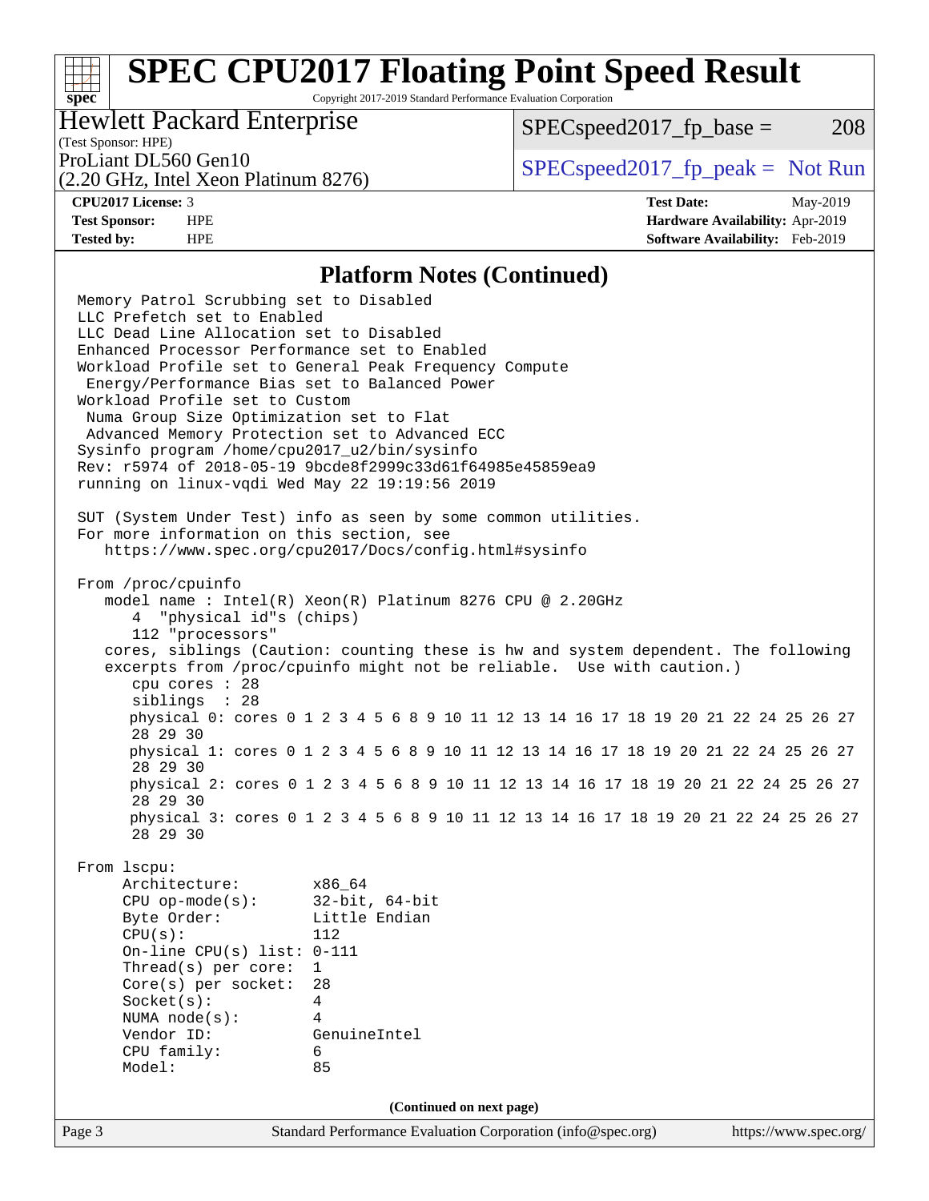## Platform Notes (Continued)

```
Memory Patrol Scrubbing set to Disabled
LLC Prefetch set to Enabled
LLC Dead Line Allocation set to Disabled
Enhanced Processor Performance set to Enabled
Workload Profile set to General Peak Frequency Compute
 Energy/Performance Bias set to Balanced Power
Workload Profile set to Custom
 Numa Group Size Optimization set to Flat
 Advanced Memory Protection set to Advanced ECC
Sysinfo program /home/cpu2017_u2/bin/sysinfo
Rev: r5974 of 2018-05-19 9bcde8f2999c33d61f64985e45859ea9
running on linux-vqdi Wed May 22 19:19:56 2019

SUT (System Under Test) info as seen by some common utilities.
For more information on this section, see
   https://www.spec.org/cpu2017/Docs/config.html#sysinfo

From /proc/cpuinfo
   model name : Intel(R) Xeon(R) Platinum 8276 CPU @ 2.20GHz
      4  "physical id"s (chips)
      112 "processors"
   cores, siblings (Caution: counting these is hw and system dependent. The following
   excerpts from /proc/cpuinfo might not be reliable.  Use with caution.)
      cpu cores : 28
      siblings  : 28
      physical 0: cores 0 1 2 3 4 5 6 8 9 10 11 12 13 14 16 17 18 19 20 21 22 24 25 26 27
      28 29 30
      physical 1: cores 0 1 2 3 4 5 6 8 9 10 11 12 13 14 16 17 18 19 20 21 22 24 25 26 27
      28 29 30
      physical 2: cores 0 1 2 3 4 5 6 8 9 10 11 12 13 14 16 17 18 19 20 21 22 24 25 26 27
      28 29 30
      physical 3: cores 0 1 2 3 4 5 6 8 9 10 11 12 13 14 16 17 18 19 20 21 22 24 25 26 27
      28 29 30

From lscpu:
     Architecture:        x86_64
     CPU op-mode(s):      32-bit, 64-bit
     Byte Order:          Little Endian
     CPU(s):              112
     On-line CPU(s) list: 0-111
     Thread(s) per core:  1
     Core(s) per socket:  28
     Socket(s):           4
     NUMA node(s):        4
     Vendor ID:           GenuineIntel
     CPU family:          6
     Model:               85
```

(Continued on next page)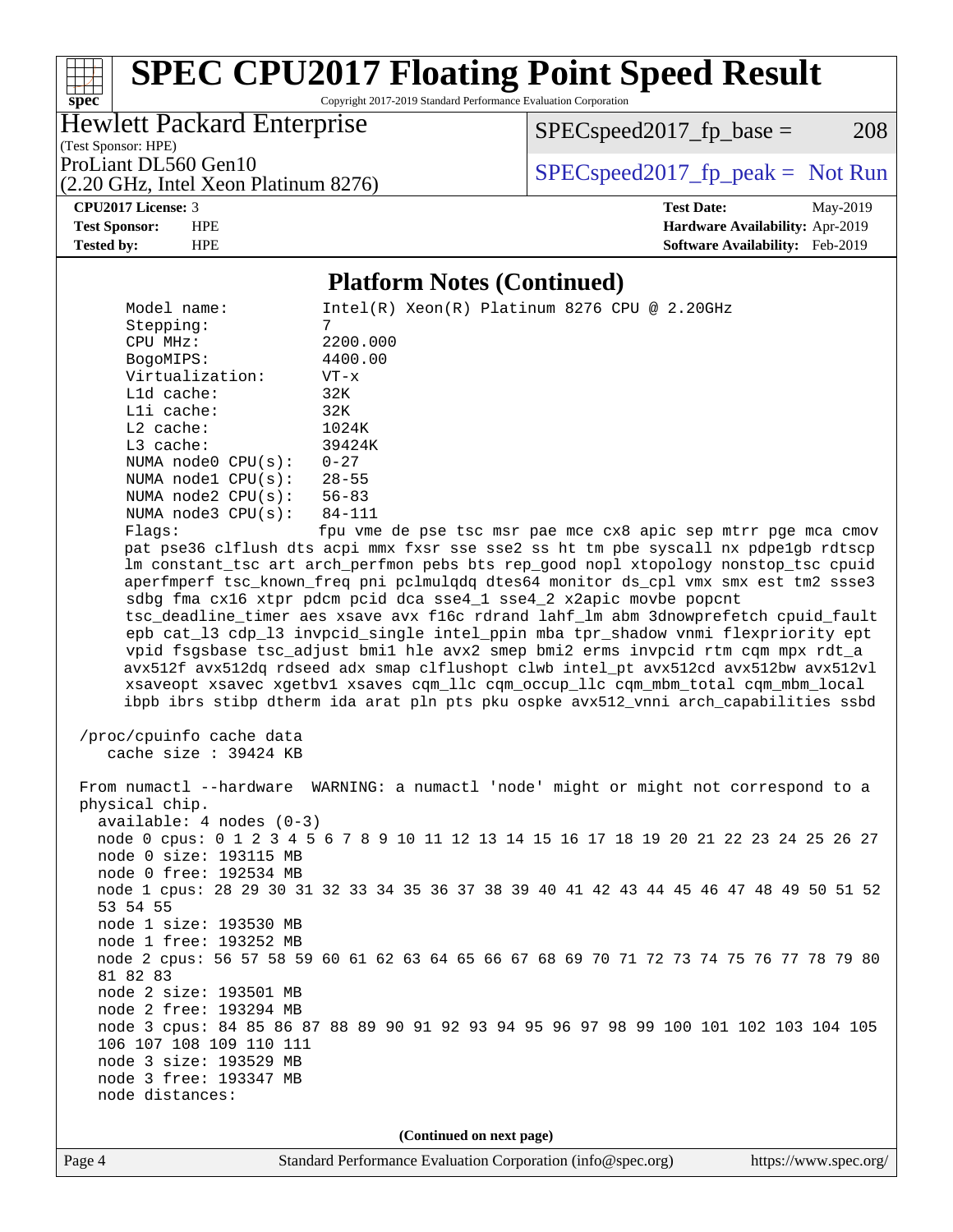## Platform Notes (Continued)

```
     Model name:            Intel(R) Xeon(R) Platinum 8276 CPU @ 2.20GHz
     Stepping:              7
     CPU MHz:               2200.000
     BogoMIPS:              4400.00
     Virtualization:        VT-x
     L1d cache:             32K
     L1i cache:             32K
     L2 cache:              1024K
     L3 cache:              39424K
     NUMA node0 CPU(s):     0-27
     NUMA node1 CPU(s):     28-55
     NUMA node2 CPU(s):     56-83
     NUMA node3 CPU(s):     84-111
     Flags:                 fpu vme de pse tsc msr pae mce cx8 apic sep mtrr pge mca cmov
     pat pse36 clflush dts acpi mmx fxsr sse sse2 ss ht tm pbe syscall nx pdpe1gb rdtscp
     lm constant_tsc art arch_perfmon pebs bts rep_good nopl xtopology nonstop_tsc cpuid
     aperfmperf tsc_known_freq pni pclmulqdq dtes64 monitor ds_cpl vmx smx est tm2 ssse3
     sdbg fma cx16 xtpr pdcm pcid dca sse4_1 sse4_2 x2apic movbe popcnt
     tsc_deadline_timer aes xsave avx f16c rdrand lahf_lm abm 3dnowprefetch cpuid_fault
     epb cat_l3 cdp_l3 invpcid_single intel_ppin mba tpr_shadow vnmi flexpriority ept
     vpid fsgsbase tsc_adjust bmi1 hle avx2 smep bmi2 erms invpcid rtm cqm mpx rdt_a
     avx512f avx512dq rdseed adx smap clflushopt clwb intel_pt avx512cd avx512bw avx512vl
     xsaveopt xsavec xgetbv1 xsaves cqm_llc cqm_occup_llc cqm_mbm_total cqm_mbm_local
     ibpb ibrs stibp dtherm ida arat pln pts pku ospke avx512_vnni arch_capabilities ssbd

 /proc/cpuinfo cache data
    cache size : 39424 KB

 From numactl --hardware  WARNING: a numactl 'node' might or might not correspond to a
 physical chip.
   available: 4 nodes (0-3)
   node 0 cpus: 0 1 2 3 4 5 6 7 8 9 10 11 12 13 14 15 16 17 18 19 20 21 22 23 24 25 26 27
   node 0 size: 193115 MB
   node 0 free: 192534 MB
   node 1 cpus: 28 29 30 31 32 33 34 35 36 37 38 39 40 41 42 43 44 45 46 47 48 49 50 51 52
   53 54 55
   node 1 size: 193530 MB
   node 1 free: 193252 MB
   node 2 cpus: 56 57 58 59 60 61 62 63 64 65 66 67 68 69 70 71 72 73 74 75 76 77 78 79 80
   81 82 83
   node 2 size: 193501 MB
   node 2 free: 193294 MB
   node 3 cpus: 84 85 86 87 88 89 90 91 92 93 94 95 96 97 98 99 100 101 102 103 104 105
   106 107 108 109 110 111
   node 3 size: 193529 MB
   node 3 free: 193347 MB
   node distances:
```

**(Continued on next page)**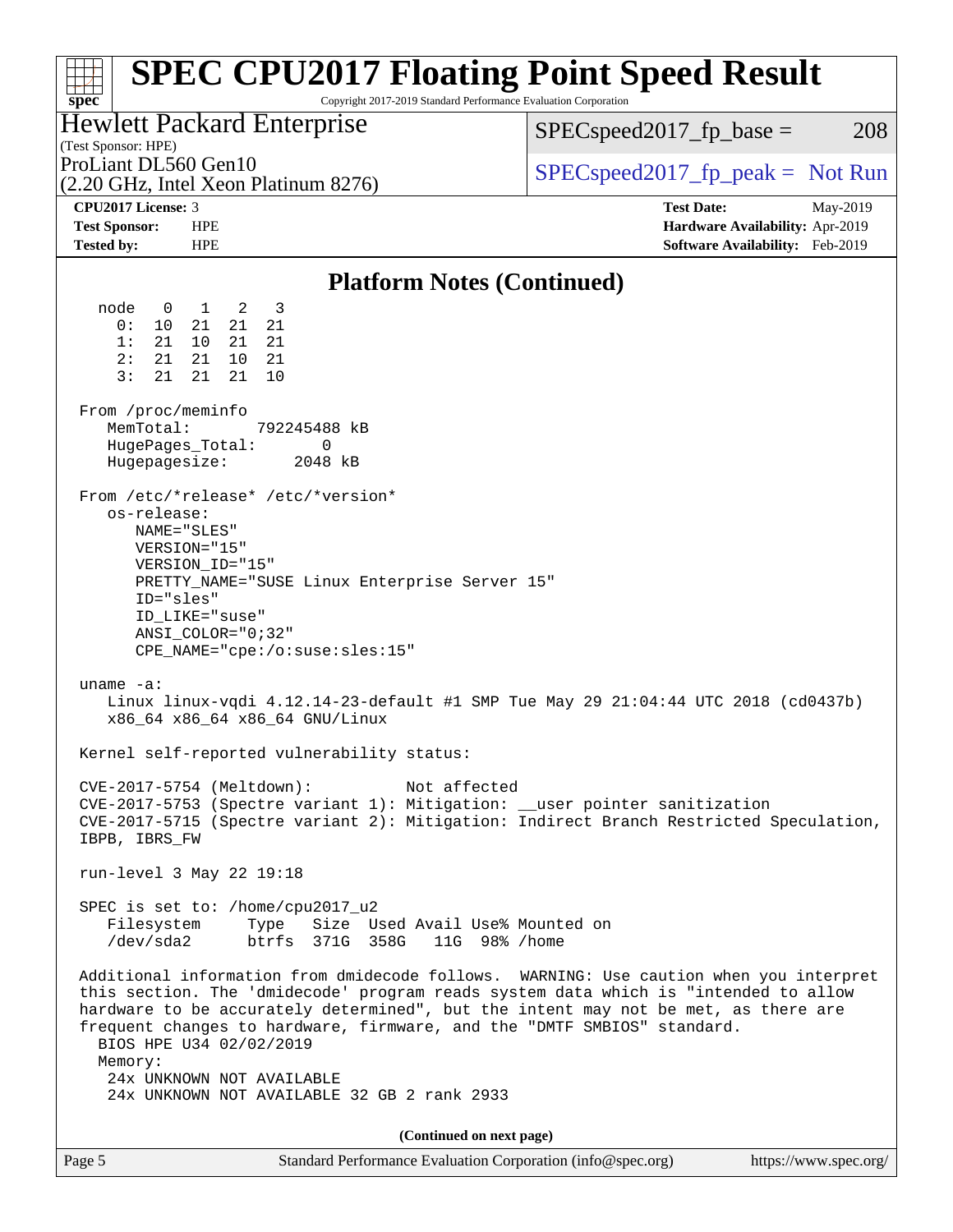## Platform Notes (Continued)

```
  node   0   1   2   3
    0:  10  21  21  21
    1:  21  10  21  21
    2:  21  21  10  21
    3:  21  21  21  10

From /proc/meminfo
   MemTotal:       792245488 kB
   HugePages_Total:       0
   Hugepagesize:       2048 kB

From /etc/*release* /etc/*version*
   os-release:
      NAME="SLES"
      VERSION="15"
      VERSION_ID="15"
      PRETTY_NAME="SUSE Linux Enterprise Server 15"
      ID="sles"
      ID_LIKE="suse"
      ANSI_COLOR="0;32"
      CPE_NAME="cpe:/o:suse:sles:15"

uname -a:
   Linux linux-vqdi 4.12.14-23-default #1 SMP Tue May 29 21:04:44 UTC 2018 (cd0437b)
   x86_64 x86_64 x86_64 GNU/Linux

Kernel self-reported vulnerability status:

CVE-2017-5754 (Meltdown):          Not affected
CVE-2017-5753 (Spectre variant 1): Mitigation: __user pointer sanitization
CVE-2017-5715 (Spectre variant 2): Mitigation: Indirect Branch Restricted Speculation,
IBPB, IBRS_FW

run-level 3 May 22 19:18

SPEC is set to: /home/cpu2017_u2
   Filesystem     Type   Size  Used Avail Use% Mounted on
   /dev/sda2      btrfs  371G  358G   11G  98% /home

Additional information from dmidecode follows.  WARNING: Use caution when you interpret
this section. The 'dmidecode' program reads system data which is "intended to allow
hardware to be accurately determined", but the intent may not be met, as there are
frequent changes to hardware, firmware, and the "DMTF SMBIOS" standard.
  BIOS HPE U34 02/02/2019
  Memory:
   24x UNKNOWN NOT AVAILABLE
   24x UNKNOWN NOT AVAILABLE 32 GB 2 rank 2933
```

(Continued on next page)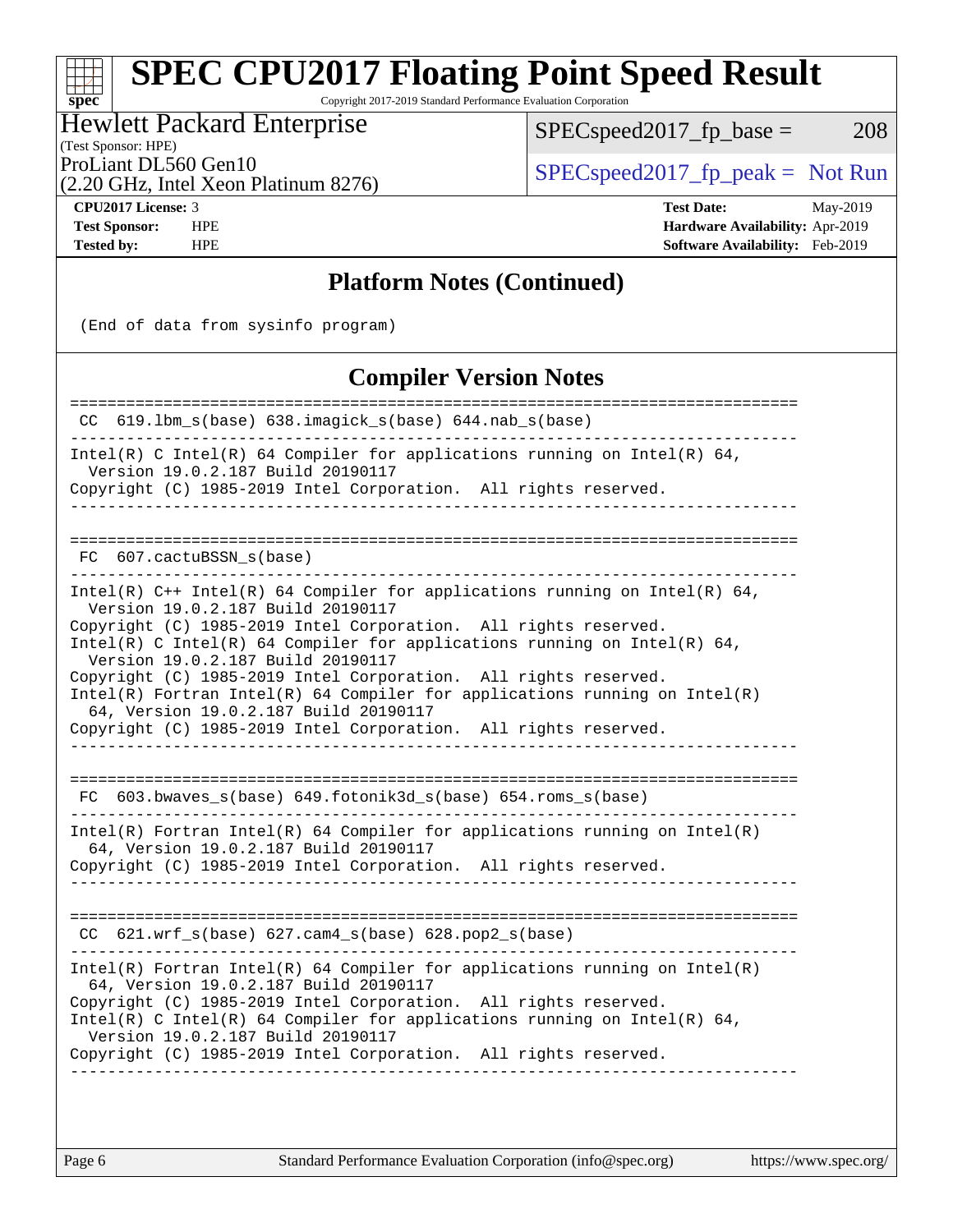## Platform Notes (Continued)

```
(End of data from sysinfo program)
```

## Compiler Version Notes

```
==============================================================================
 CC  619.lbm_s(base) 638.imagick_s(base) 644.nab_s(base)
------------------------------------------------------------------------------
Intel(R) C Intel(R) 64 Compiler for applications running on Intel(R) 64,
  Version 19.0.2.187 Build 20190117
Copyright (C) 1985-2019 Intel Corporation.  All rights reserved.
------------------------------------------------------------------------------

==============================================================================
 FC  607.cactuBSSN_s(base)
------------------------------------------------------------------------------
Intel(R) C++ Intel(R) 64 Compiler for applications running on Intel(R) 64,
  Version 19.0.2.187 Build 20190117
Copyright (C) 1985-2019 Intel Corporation.  All rights reserved.
Intel(R) C Intel(R) 64 Compiler for applications running on Intel(R) 64,
  Version 19.0.2.187 Build 20190117
Copyright (C) 1985-2019 Intel Corporation.  All rights reserved.
Intel(R) Fortran Intel(R) 64 Compiler for applications running on Intel(R)
  64, Version 19.0.2.187 Build 20190117
Copyright (C) 1985-2019 Intel Corporation.  All rights reserved.
------------------------------------------------------------------------------

==============================================================================
 FC  603.bwaves_s(base) 649.fotonik3d_s(base) 654.roms_s(base)
------------------------------------------------------------------------------
Intel(R) Fortran Intel(R) 64 Compiler for applications running on Intel(R)
  64, Version 19.0.2.187 Build 20190117
Copyright (C) 1985-2019 Intel Corporation.  All rights reserved.
------------------------------------------------------------------------------

==============================================================================
 CC  621.wrf_s(base) 627.cam4_s(base) 628.pop2_s(base)
------------------------------------------------------------------------------
Intel(R) Fortran Intel(R) 64 Compiler for applications running on Intel(R)
  64, Version 19.0.2.187 Build 20190117
Copyright (C) 1985-2019 Intel Corporation.  All rights reserved.
Intel(R) C Intel(R) 64 Compiler for applications running on Intel(R) 64,
  Version 19.0.2.187 Build 20190117
Copyright (C) 1985-2019 Intel Corporation.  All rights reserved.
------------------------------------------------------------------------------
```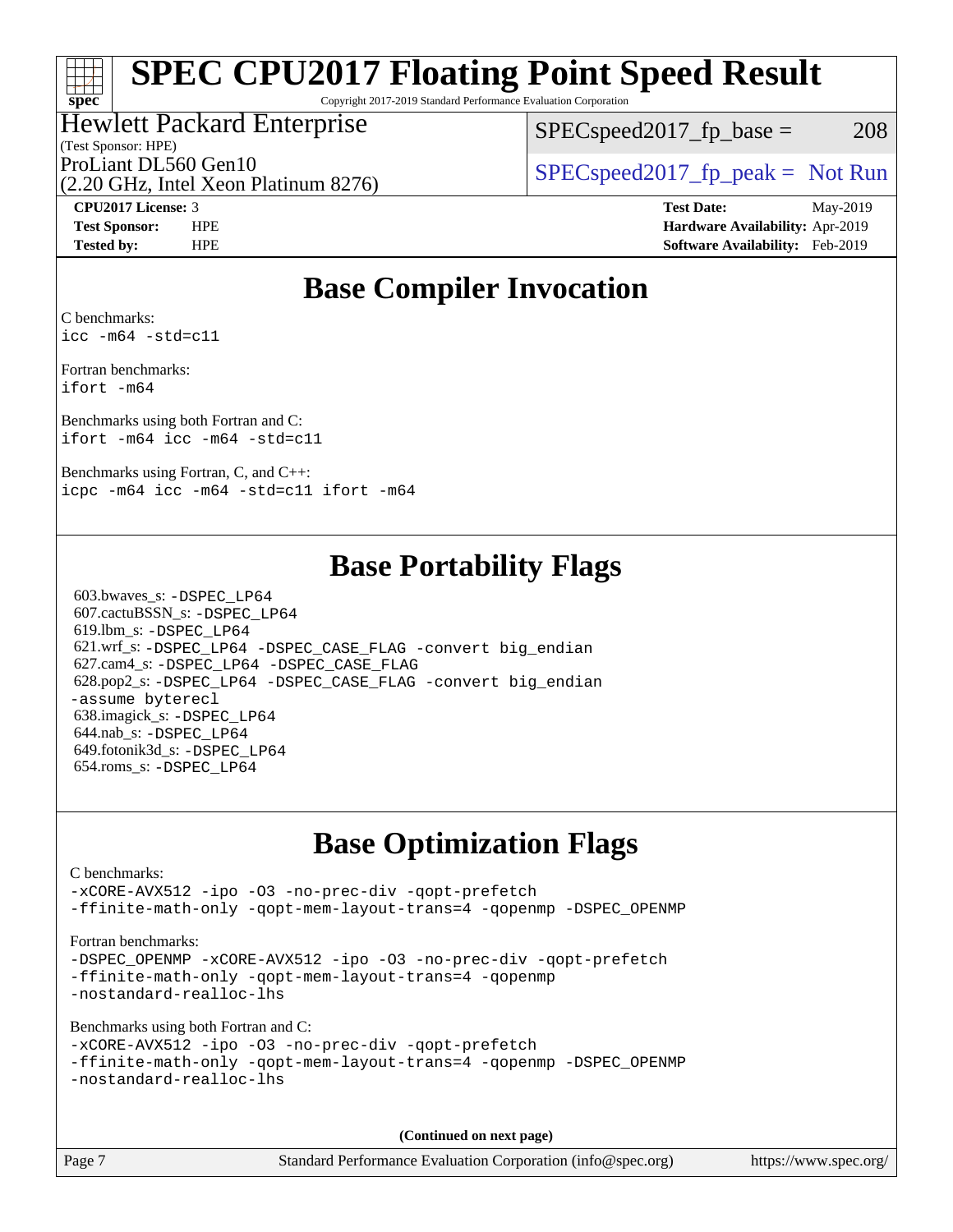# SPEC CPU2017 Floating Point Speed Result

Copyright 2017-2019 Standard Performance Evaluation Corporation

**Hewlett Packard Enterprise**
(Test Sponsor: HPE)
ProLiant DL560 Gen10
(2.20 GHz, Intel Xeon Platinum 8276)

SPECspeed2017_fp_base = 208
SPECspeed2017_fp_peak = Not Run

**CPU2017 License:** 3
**Test Sponsor:** HPE
**Tested by:** HPE

**Test Date:** May-2019
**Hardware Availability:** Apr-2019
**Software Availability:** Feb-2019

## Base Compiler Invocation

C benchmarks:
```
icc -m64 -std=c11
```

Fortran benchmarks:
```
ifort -m64
```

Benchmarks using both Fortran and C:
```
ifort -m64 icc -m64 -std=c11
```

Benchmarks using Fortran, C, and C++:
```
icpc -m64 icc -m64 -std=c11 ifort -m64
```

## Base Portability Flags

603.bwaves_s: `-DSPEC_LP64`
607.cactuBSSN_s: `-DSPEC_LP64`
619.lbm_s: `-DSPEC_LP64`
621.wrf_s: `-DSPEC_LP64 -DSPEC_CASE_FLAG -convert big_endian`
627.cam4_s: `-DSPEC_LP64 -DSPEC_CASE_FLAG`
628.pop2_s: `-DSPEC_LP64 -DSPEC_CASE_FLAG -convert big_endian -assume byterecl`
638.imagick_s: `-DSPEC_LP64`
644.nab_s: `-DSPEC_LP64`
649.fotonik3d_s: `-DSPEC_LP64`
654.roms_s: `-DSPEC_LP64`

## Base Optimization Flags

C benchmarks:
```
-xCORE-AVX512 -ipo -O3 -no-prec-div -qopt-prefetch
-ffinite-math-only -qopt-mem-layout-trans=4 -qopenmp -DSPEC_OPENMP
```

Fortran benchmarks:
```
-DSPEC_OPENMP -xCORE-AVX512 -ipo -O3 -no-prec-div -qopt-prefetch
-ffinite-math-only -qopt-mem-layout-trans=4 -qopenmp
-nostandard-realloc-lhs
```

Benchmarks using both Fortran and C:
```
-xCORE-AVX512 -ipo -O3 -no-prec-div -qopt-prefetch
-ffinite-math-only -qopt-mem-layout-trans=4 -qopenmp -DSPEC_OPENMP
-nostandard-realloc-lhs
```

**(Continued on next page)**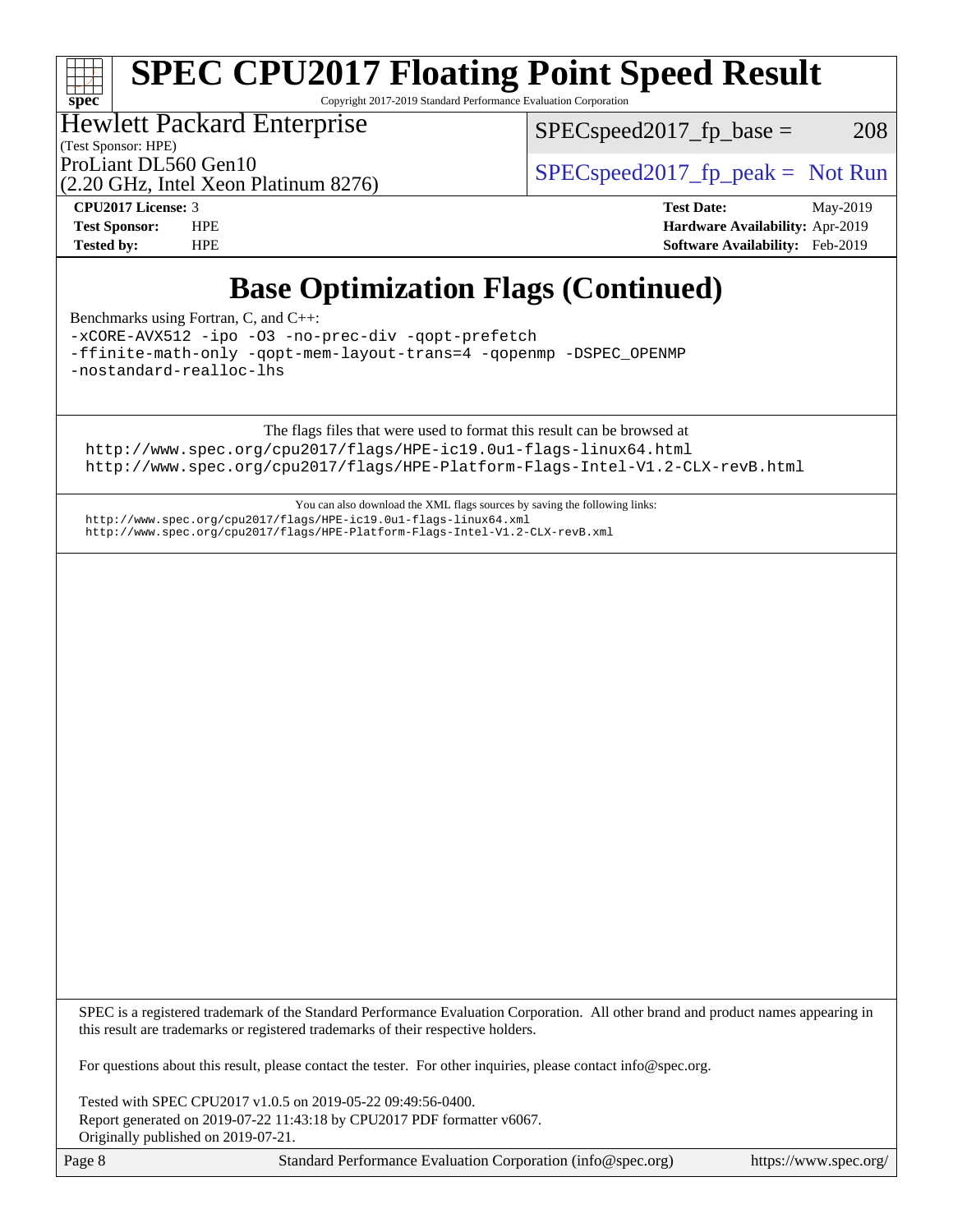# Base Optimization Flags (Continued)

Benchmarks using Fortran, C, and C++:

```
-xCORE-AVX512 -ipo -O3 -no-prec-div -qopt-prefetch
-ffinite-math-only -qopt-mem-layout-trans=4 -qopenmp -DSPEC_OPENMP
-nostandard-realloc-lhs
```

The flags files that were used to format this result can be browsed at

http://www.spec.org/cpu2017/flags/HPE-ic19.0u1-flags-linux64.html
http://www.spec.org/cpu2017/flags/HPE-Platform-Flags-Intel-V1.2-CLX-revB.html

You can also download the XML flags sources by saving the following links:

http://www.spec.org/cpu2017/flags/HPE-ic19.0u1-flags-linux64.xml
http://www.spec.org/cpu2017/flags/HPE-Platform-Flags-Intel-V1.2-CLX-revB.xml

SPEC is a registered trademark of the Standard Performance Evaluation Corporation. All other brand and product names appearing in this result are trademarks or registered trademarks of their respective holders.

For questions about this result, please contact the tester. For other inquiries, please contact info@spec.org.

Tested with SPEC CPU2017 v1.0.5 on 2019-05-22 09:49:56-0400.
Report generated on 2019-07-22 11:43:18 by CPU2017 PDF formatter v6067.
Originally published on 2019-07-21.